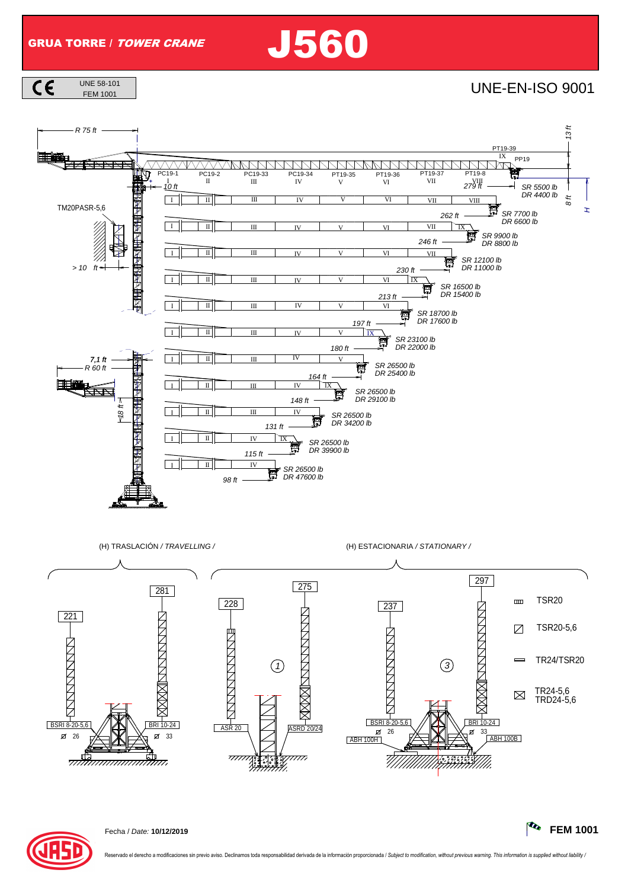# GRUA TORRE / *TOWER CRANE* J560

UNE 58-101
FEM 1001

UNE-EN-ISO 9001

*R 75 ft*

*13 ft*

PT19-39
IX PP19

PC19-1 I | PC19-2 II | PC19-33 III | PC19-34 IV | PT19-35 V | PT19-36 VI | PT19-37 VII | PT19-8 VIII

*10 ft*

*279 ft* — *SR 5500 lb* *DR 4400 lb*

*8 ft*

*H*

TM20PASR-5,6

*262 ft* — *SR 7700 lb* *DR 6600 lb*

*246 ft* — *SR 9900 lb* *DR 8800 lb*

*> 10 ft*

*230 ft* — *SR 12100 lb* *DR 11000 lb*

*213 ft* — *SR 16500 lb* *DR 15400 lb*

*197 ft* — *SR 18700 lb* *DR 17600 lb*

*180 ft* — *SR 23100 lb* *DR 22000 lb*

*7,1 ft*
*R 60 ft*

*164 ft* — *SR 26500 lb* *DR 25400 lb*

*18 ft*

*148 ft* — *SR 26500 lb* *DR 29100 lb*

*131 ft* — *SR 26500 lb* *DR 34200 lb*

*115 ft* — *SR 26500 lb* *DR 39900 lb*

*98 ft* — *SR 26500 lb* *DR 47600 lb*

(H) TRASLACIÓN / *TRAVELLING /*

(H) ESTACIONARIA / *STATIONARY /*

221 | 281 | 228 | 275 | 237 | 297

BSRI 8-20-5,6 Ø 26
BRI 10-24 Ø 33
ASR 20
ASRD 20/24
*1*
*3*
BSRI 8-20-5,6 Ø 26
BRI 10-24 Ø 33
ABH 100H
ABH 100B

TSR20
TSR20-5,6
TR24/TSR20
TR24-5,6
TRD24-5,6

Fecha / *Date:* **10/12/2019**

**FEM 1001**

Reservado el derecho a modificaciones sin previo aviso. Declinamos toda responsabilidad derivada de la información proporcionada / *Subject to modification, without previous warning. This information is supplied without liability /*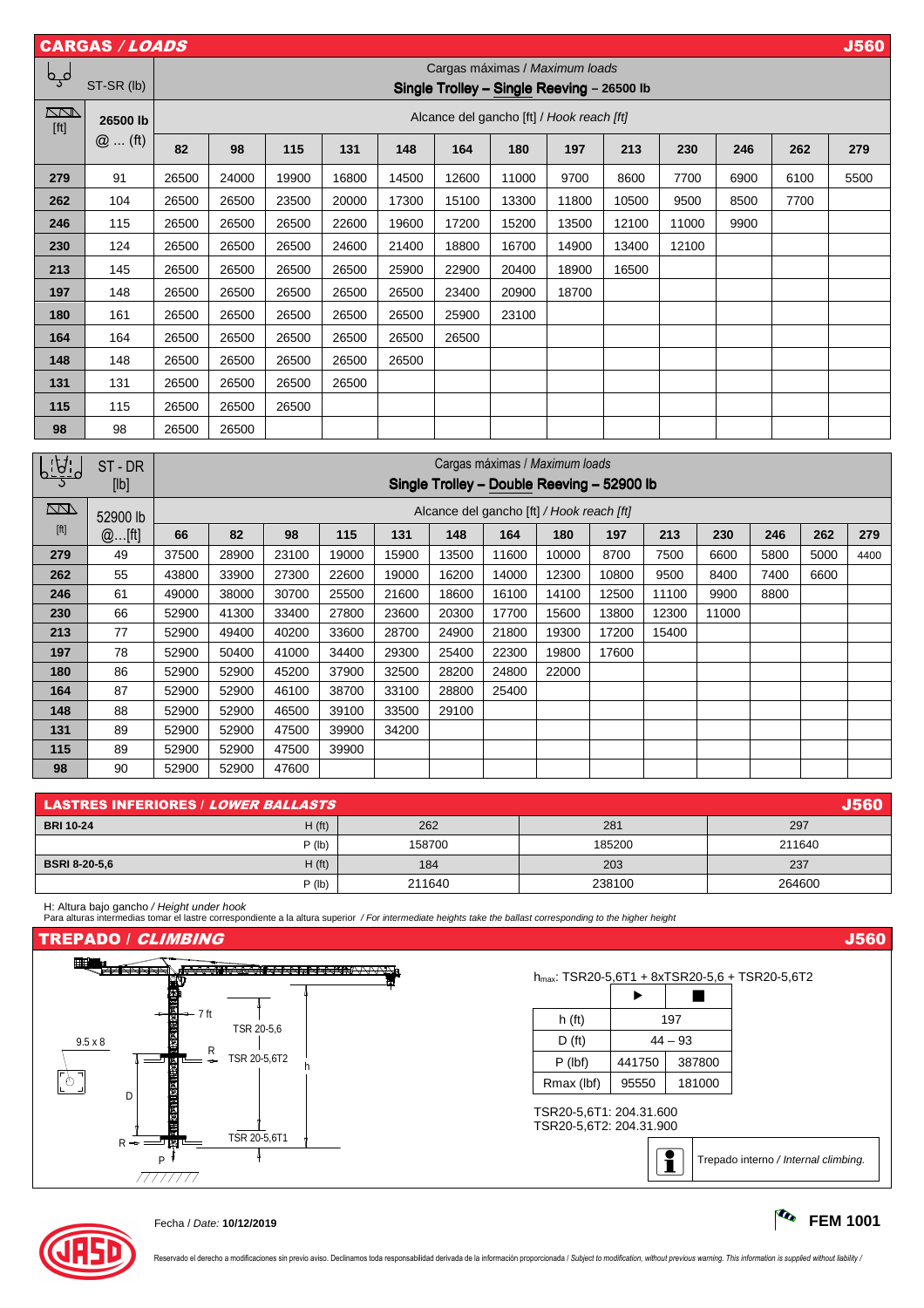## CARGAS / *LOADS* J560

| ST-SR (lb) | | Cargas máximas / *Maximum loads* Single Trolley – Single Reeving – 26500 lb | | | | | | | | | | | | |
|---|---|---|---|---|---|---|---|---|---|---|---|---|---|---|
| [ft] | 26500 lb @ ... (ft) | Alcance del gancho [ft] / *Hook reach [ft]* | | | | | | | | | | | | |
| | | 82 | 98 | 115 | 131 | 148 | 164 | 180 | 197 | 213 | 230 | 246 | 262 | 279 |
| 279 | 91 | 26500 | 24000 | 19900 | 16800 | 14500 | 12600 | 11000 | 9700 | 8600 | 7700 | 6900 | 6100 | 5500 |
| 262 | 104 | 26500 | 26500 | 23500 | 20000 | 17300 | 15100 | 13300 | 11800 | 10500 | 9500 | 8500 | 7700 | |
| 246 | 115 | 26500 | 26500 | 26500 | 22600 | 19600 | 17200 | 15200 | 13500 | 12100 | 11000 | 9900 | | |
| 230 | 124 | 26500 | 26500 | 26500 | 24600 | 21400 | 18800 | 16700 | 14900 | 13400 | 12100 | | | |
| 213 | 145 | 26500 | 26500 | 26500 | 26500 | 25900 | 22900 | 20400 | 18900 | 16500 | | | | |
| 197 | 148 | 26500 | 26500 | 26500 | 26500 | 26500 | 23400 | 20900 | 18700 | | | | | |
| 180 | 161 | 26500 | 26500 | 26500 | 26500 | 26500 | 25900 | 23100 | | | | | | |
| 164 | 164 | 26500 | 26500 | 26500 | 26500 | 26500 | 26500 | | | | | | | |
| 148 | 148 | 26500 | 26500 | 26500 | 26500 | 26500 | | | | | | | | |
| 131 | 131 | 26500 | 26500 | 26500 | 26500 | | | | | | | | | |
| 115 | 115 | 26500 | 26500 | 26500 | | | | | | | | | | |
| 98 | 98 | 26500 | 26500 | | | | | | | | | | | |

| ST - DR [lb] | | Cargas máximas / *Maximum loads* Single Trolley – Double Reeving – 52900 lb | | | | | | | | | | | | | |
|---|---|---|---|---|---|---|---|---|---|---|---|---|---|---|---|
| [ft] | 52900 lb @...[ft] | Alcance del gancho [ft] / *Hook reach [ft]* | | | | | | | | | | | | | |
| | | 66 | 82 | 98 | 115 | 131 | 148 | 164 | 180 | 197 | 213 | 230 | 246 | 262 | 279 |
| 279 | 49 | 37500 | 28900 | 23100 | 19000 | 15900 | 13500 | 11600 | 10000 | 8700 | 7500 | 6600 | 5800 | 5000 | 4400 |
| 262 | 55 | 43800 | 33900 | 27300 | 22600 | 19000 | 16200 | 14000 | 12300 | 10800 | 9500 | 8400 | 7400 | 6600 | |
| 246 | 61 | 49000 | 38000 | 30700 | 25500 | 21600 | 18600 | 16100 | 14100 | 12500 | 11100 | 9900 | 8800 | | |
| 230 | 66 | 52900 | 41300 | 33400 | 27800 | 23600 | 20300 | 17700 | 15600 | 13800 | 12300 | 11000 | | | |
| 213 | 77 | 52900 | 49400 | 40200 | 33600 | 28700 | 24900 | 21800 | 19300 | 17200 | 15400 | | | | |
| 197 | 78 | 52900 | 50400 | 41000 | 34400 | 29300 | 25400 | 22300 | 19800 | 17600 | | | | | |
| 180 | 86 | 52900 | 52900 | 45200 | 37900 | 32500 | 28200 | 24800 | 22000 | | | | | | |
| 164 | 87 | 52900 | 52900 | 46100 | 38700 | 33100 | 28800 | 25400 | | | | | | | |
| 148 | 88 | 52900 | 52900 | 46500 | 39100 | 33500 | 29100 | | | | | | | | |
| 131 | 89 | 52900 | 52900 | 47500 | 39900 | 34200 | | | | | | | | | |
| 115 | 89 | 52900 | 52900 | 47500 | 39900 | | | | | | | | | | |
| 98 | 90 | 52900 | 52900 | 47600 | | | | | | | | | | | |

## LASTRES INFERIORES / *LOWER BALLASTS* J560

| | | | | |
|---|---|---|---|---|
| **BRI 10-24** | H (ft) | 262 | 281 | 297 |
| | P (lb) | 158700 | 185200 | 211640 |
| **BSRI 8-20-5,6** | H (ft) | 184 | 203 | 237 |
| | P (lb) | 211640 | 238100 | 264600 |

H: Altura bajo gancho / *Height under hook*
Para alturas intermedias tomar el lastre correspondiente a la altura superior / *For intermediate heights take the ballast corresponding to the higher height*

## TREPADO / *CLIMBING* J560

7 ft
9.5 x 8
TSR 20-5,6
R
TSR 20-5,6T2
h
D
TSR 20-5,6T1
R
P

$h_{max}$: TSR20-5,6T1 + 8xTSR20-5,6 + TSR20-5,6T2

| | ▶ | ■ |
|---|---|---|
| h (ft) | 197 | |
| D (ft) | 44 – 93 | |
| P (lbf) | 441750 | 387800 |
| Rmax (lbf) | 95550 | 181000 |

TSR20-5,6T1: 204.31.600
TSR20-5,6T2: 204.31.900

Trepado interno / *Internal climbing.*

Fecha / *Date:* **10/12/2019**

**FEM 1001**

Reservado el derecho a modificaciones sin previo aviso. Declinamos toda responsabilidad derivada de la información proporcionada / *Subject to modification, without previous warning. This information is supplied without liability /*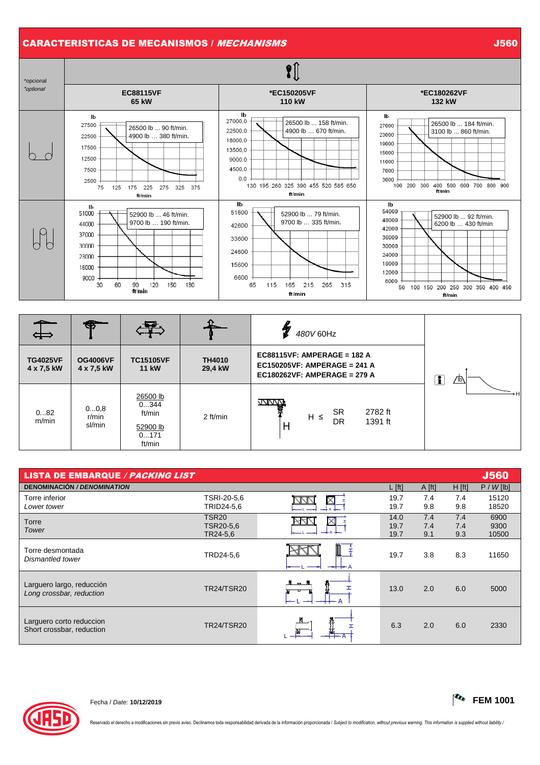## CARACTERISTICAS DE MECANISMOS / *MECHANISMS*

**J560**

*opcional
*optional*

| | EC88115VF 65 kW | *EC150205VF 110 kW | *EC180262VF 132 kW |
|---|---|---|---|
| 2 ramales | 26500 lb ... 90 ft/min. 4900 lb … 380 ft/min. | 26500 lb ... 158 ft/min. 4900 lb … 670 ft/min. | 26500 lb ... 184 ft/min. 3100 lb … 860 ft/min. |
| 4 ramales | 52900 lb ... 46 ft/min. 9700 lb … 190 ft/min. | 52900 lb ... 79 ft/min. 9700 lb … 335 ft/min. | 52900 lb ... 92 ft/min. 6200 lb … 430 ft/min |

EC88115VF (2 ramales):
lb
27500
22500
17500
12500
7500
2500
75 125 175 225 275 325 375
ft/min

*EC150205VF (2 ramales):
lb
27000,0
22500,0
18000,0
13500,0
9000,0
4500,0
0,0
130 195 260 325 390 455 520 585 650
ft/min

*EC180262VF (2 ramales):
lb
27000
23000
19000
15000
11000
7000
3000
100 200 300 400 500 600 700 800 900
ft/min

EC88115VF (4 ramales):
lb
51000
44000
37000
30000
23000
16000
9000
30 60 90 120 150 180
ft/min

*EC150205VF (4 ramales):
lb
51600
42600
33600
24600
15600
6600
65 115 165 215 265 315
ft/min

*EC180262VF (4 ramales):
lb
54000
48000
42000
36000
30000
24000
18000
12000
6000
50 100 150 200 250 300 350 400 450
ft/min

| TG4025VF 4 x 7,5 kW | OG4006VF 4 x 7,5 kW | TC15105VF 11 kW | TH4010 29,4 kW | *480V* 60Hz<br>EC88115VF: AMPERAGE = 182 A<br>EC150205VF: AMPERAGE = 241 A<br>EC180262VF: AMPERAGE = 279 A |
|---|---|---|---|---|
| 0...82 m/min | 0...0,8 r/min sl/min | 26500 lb 0...344 ft/min<br>52900 lb 0...171 ft/min | 2 ft/min | H ≤ SR 2782 ft<br>DR 1391 ft |

lb H

## LISTA DE EMBARQUE / *PACKING LIST*

**J560**

| DENOMINACIÓN / *DENOMINATION* | | L [ft] | A [ft] | H [ft] | P / *W* [lb] |
|---|---|---|---|---|---|
| Torre inferior<br>*Lower tower* | TSRI-20-5,6<br>TRID24-5,6 | 19.7<br>19.7 | 7.4<br>9.8 | 7.4<br>9.8 | 15120<br>18520 |
| Torre<br>*Tower* | TSR20<br>TSR20-5,6<br>TR24-5,6 | 14.0<br>19.7<br>19.7 | 7.4<br>7.4<br>9.1 | 7.4<br>7.4<br>9.3 | 6900<br>9300<br>10500 |
| Torre desmontada<br>*Dismantled tower* | TRD24-5,6 | 19.7 | 3.8 | 8.3 | 11650 |
| Larguero largo, reducción<br>*Long crossbar, reduction* | TR24/TSR20 | 13.0 | 2.0 | 6.0 | 5000 |
| Larguero corto reduccion<br>Short crossbar, reduction | TR24/TSR20 | 6.3 | 2.0 | 6.0 | 2330 |

Fecha / *Date:* **10/12/2019**

**FEM 1001**

Reservado el derecho a modificaciones sin previo aviso. Declinamos toda responsabilidad derivada de la información proporcionada / *Subject to modification, without previous warning. This information is supplied without liability* /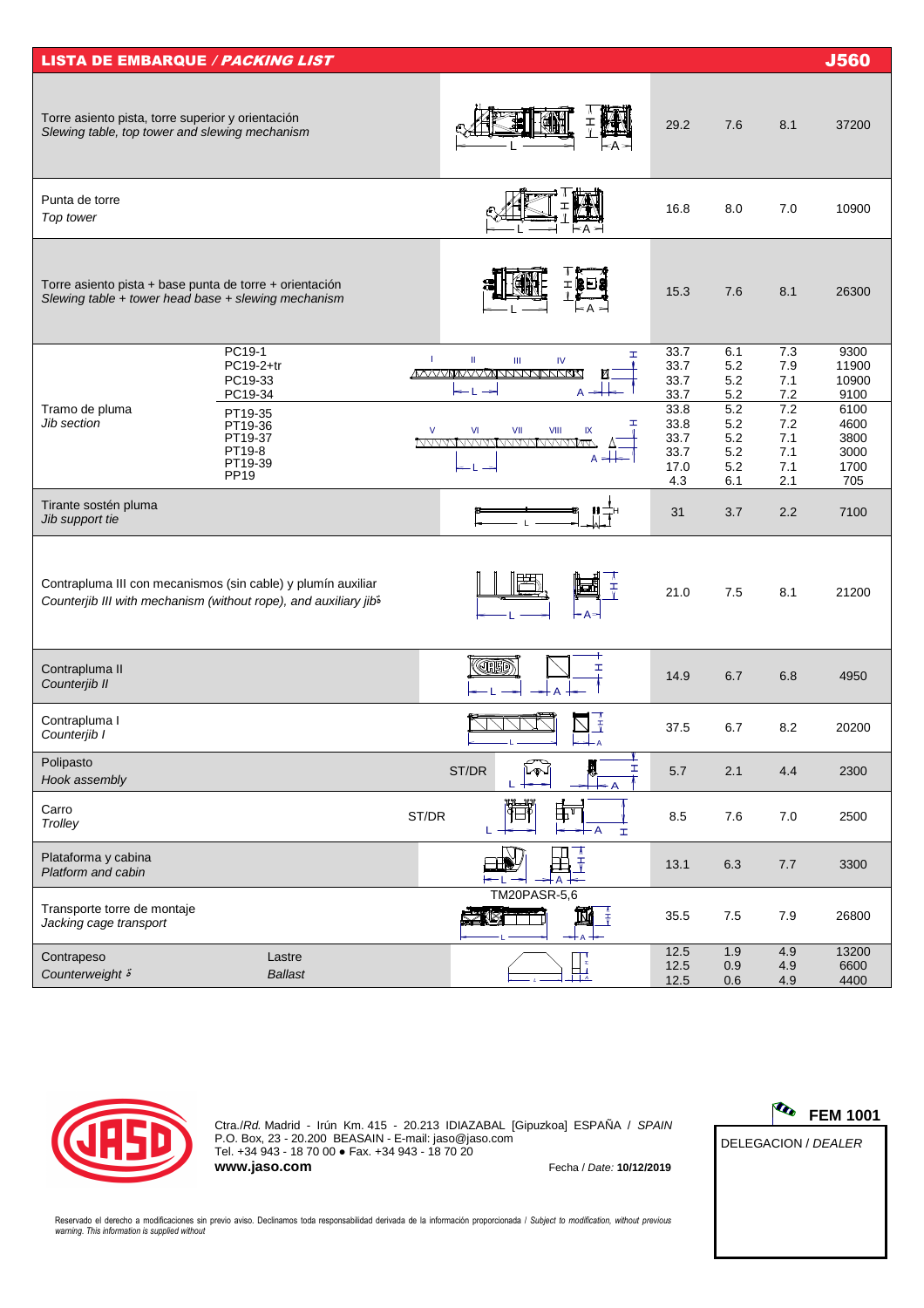## LISTA DE EMBARQUE / *PACKING LIST* — **J560**

| | | | | | | |
|---|---|---|---|---|---|---|
| Torre asiento pista, torre superior y orientación<br>*Slewing table, top tower and slewing mechanism* | | | 29.2 | 7.6 | 8.1 | 37200 |
| Punta de torre<br>*Top tower* | | | 16.8 | 8.0 | 7.0 | 10900 |
| Torre asiento pista + base punta de torre + orientación<br>*Slewing table + tower head base + slewing mechanism* | | | 15.3 | 7.6 | 8.1 | 26300 |
| Tramo de pluma<br>*Jib section* | PC19-1 | I | 33.7 | 6.1 | 7.3 | 9300 |
| | PC19-2+tr | II | 33.7 | 5.2 | 7.9 | 11900 |
| | PC19-33 | III | 33.7 | 5.2 | 7.1 | 10900 |
| | PC19-34 | IV | 33.7 | 5.2 | 7.2 | 9100 |
| | PT19-35 | V | 33.8 | 5.2 | 7.2 | 6100 |
| | PT19-36 | VI | 33.8 | 5.2 | 7.2 | 4600 |
| | PT19-37 | VII | 33.7 | 5.2 | 7.1 | 3800 |
| | PT19-8 | VIII | 33.7 | 5.2 | 7.1 | 3000 |
| | PT19-39 | IX | 17.0 | 5.2 | 7.1 | 1700 |
| | PP19 | | 4.3 | 6.1 | 2.1 | 705 |
| Tirante sostén pluma<br>*Jib support tie* | | | 31 | 3.7 | 2.2 | 7100 |
| Contrapluma III con mecanismos (sin cable) y plumín auxiliar<br>*Counterjib III with mechanism (without rope), and auxiliary jib*⁵ | | | 21.0 | 7.5 | 8.1 | 21200 |
| Contrapluma II<br>*Counterjib II* | | | 14.9 | 6.7 | 6.8 | 4950 |
| Contrapluma I<br>*Counterjib I* | | | 37.5 | 6.7 | 8.2 | 20200 |
| Polipasto<br>*Hook assembly* | | ST/DR | 5.7 | 2.1 | 4.4 | 2300 |
| Carro<br>*Trolley* | | ST/DR | 8.5 | 7.6 | 7.0 | 2500 |
| Plataforma y cabina<br>*Platform and cabin* | | | 13.1 | 6.3 | 7.7 | 3300 |
| Transporte torre de montaje<br>*Jacking cage transport* | | TM20PASR-5,6 | 35.5 | 7.5 | 7.9 | 26800 |
| Contrapeso<br>*Counterweight* ⁵ | Lastre<br>*Ballast* | | 12.5 | 1.9 | 4.9 | 13200 |
| | | | 12.5 | 0.9 | 4.9 | 6600 |
| | | | 12.5 | 0.6 | 4.9 | 4400 |

JASO

Ctra./*Rd.* Madrid - Irún Km. 415 - 20.213 IDIAZABAL [Gipuzkoa] ESPAÑA / *SPAIN*
P.O. Box, 23 - 20.200 BEASAIN - E-mail: jaso@jaso.com
Tel. +34 943 - 18 70 00 • Fax. +34 943 - 18 70 20
**www.jaso.com**

Fecha / *Date:* **10/12/2019**

**FEM 1001**

DELEGACION / *DEALER*

Reservado el derecho a modificaciones sin previo aviso. Declinamos toda responsabilidad derivada de la información proporcionada / *Subject to modification, without previous warning. This information is supplied without*